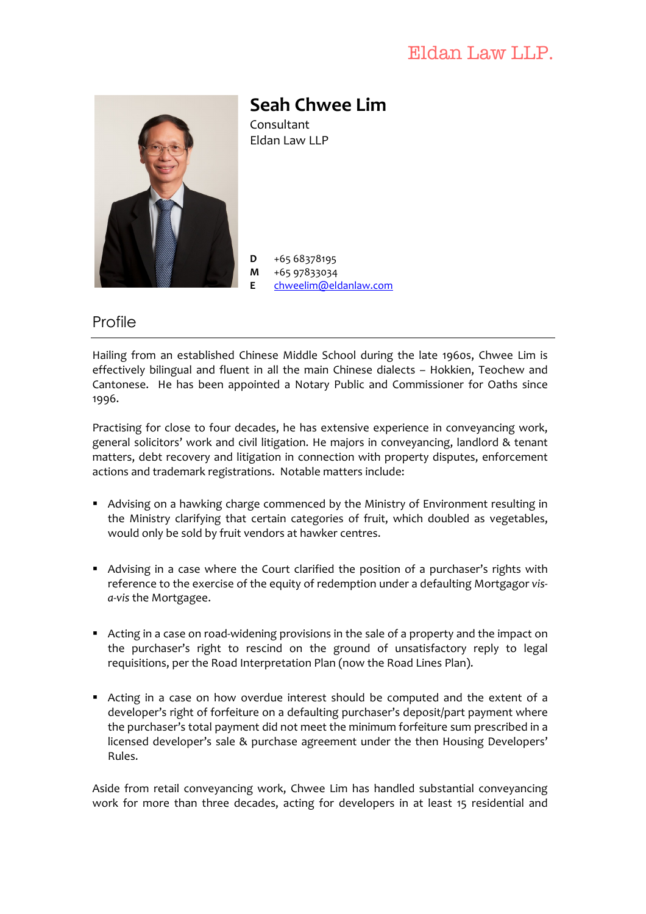Eldan Law LLP.

# Seah Chwee Lim

Consultant
Eldan Law LLP

**D** +65 68378195
**M** +65 97833034
**E** chweelim@eldanlaw.com

## Profile

Hailing from an established Chinese Middle School during the late 1960s, Chwee Lim is effectively bilingual and fluent in all the main Chinese dialects – Hokkien, Teochew and Cantonese. He has been appointed a Notary Public and Commissioner for Oaths since 1996.

Practising for close to four decades, he has extensive experience in conveyancing work, general solicitors' work and civil litigation. He majors in conveyancing, landlord & tenant matters, debt recovery and litigation in connection with property disputes, enforcement actions and trademark registrations. Notable matters include:

- Advising on a hawking charge commenced by the Ministry of Environment resulting in the Ministry clarifying that certain categories of fruit, which doubled as vegetables, would only be sold by fruit vendors at hawker centres.
- Advising in a case where the Court clarified the position of a purchaser's rights with reference to the exercise of the equity of redemption under a defaulting Mortgagor *vis-a-vis* the Mortgagee.
- Acting in a case on road-widening provisions in the sale of a property and the impact on the purchaser's right to rescind on the ground of unsatisfactory reply to legal requisitions, per the Road Interpretation Plan (now the Road Lines Plan).
- Acting in a case on how overdue interest should be computed and the extent of a developer's right of forfeiture on a defaulting purchaser's deposit/part payment where the purchaser's total payment did not meet the minimum forfeiture sum prescribed in a licensed developer's sale & purchase agreement under the then Housing Developers' Rules.

Aside from retail conveyancing work, Chwee Lim has handled substantial conveyancing work for more than three decades, acting for developers in at least 15 residential and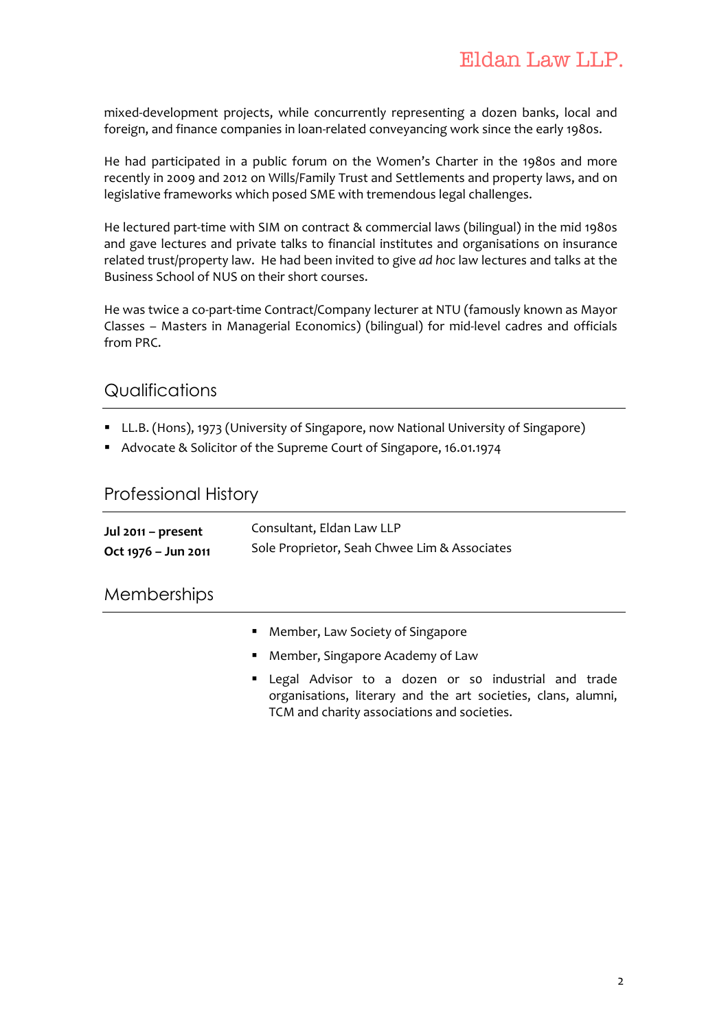mixed-development projects, while concurrently representing a dozen banks, local and foreign, and finance companies in loan-related conveyancing work since the early 1980s.

He had participated in a public forum on the Women's Charter in the 1980s and more recently in 2009 and 2012 on Wills/Family Trust and Settlements and property laws, and on legislative frameworks which posed SME with tremendous legal challenges.

He lectured part-time with SIM on contract & commercial laws (bilingual) in the mid 1980s and gave lectures and private talks to financial institutes and organisations on insurance related trust/property law. He had been invited to give *ad hoc* law lectures and talks at the Business School of NUS on their short courses.

He was twice a co-part-time Contract/Company lecturer at NTU (famously known as Mayor Classes – Masters in Managerial Economics) (bilingual) for mid-level cadres and officials from PRC.

## Qualifications

- LL.B. (Hons), 1973 (University of Singapore, now National University of Singapore)
- Advocate & Solicitor of the Supreme Court of Singapore, 16.01.1974

## Professional History

| | |
|---|---|
| **Jul 2011 – present** | Consultant, Eldan Law LLP |
| **Oct 1976 – Jun 2011** | Sole Proprietor, Seah Chwee Lim & Associates |

## Memberships

- Member, Law Society of Singapore
- Member, Singapore Academy of Law
- Legal Advisor to a dozen or so industrial and trade organisations, literary and the art societies, clans, alumni, TCM and charity associations and societies.